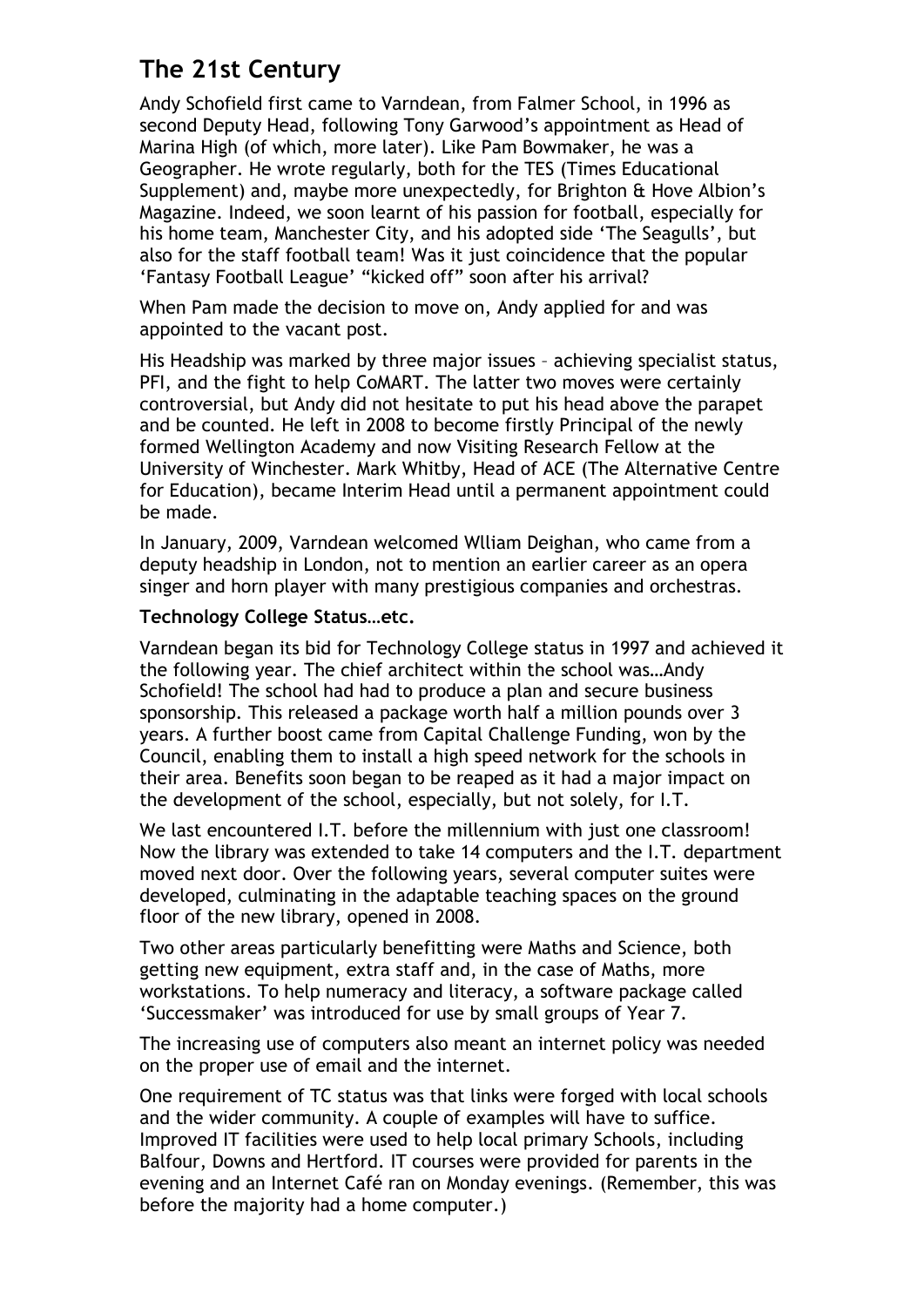# The 21st Century

Andy Schofield first came to Varndean, from Falmer School, in 1996 as second Deputy Head, following Tony Garwood's appointment as Head of Marina High (of which, more later). Like Pam Bowmaker, he was a Geographer. He wrote regularly, both for the TES (Times Educational Supplement) and, maybe more unexpectedly, for Brighton & Hove Albion's Magazine. Indeed, we soon learnt of his passion for football, especially for his home team, Manchester City, and his adopted side 'The Seagulls', but also for the staff football team! Was it just coincidence that the popular 'Fantasy Football League' "kicked off" soon after his arrival?

When Pam made the decision to move on, Andy applied for and was appointed to the vacant post.

His Headship was marked by three major issues – achieving specialist status, PFI, and the fight to help CoMART. The latter two moves were certainly controversial, but Andy did not hesitate to put his head above the parapet and be counted. He left in 2008 to become firstly Principal of the newly formed Wellington Academy and now Visiting Research Fellow at the University of Winchester. Mark Whitby, Head of ACE (The Alternative Centre for Education), became Interim Head until a permanent appointment could be made.

In January, 2009, Varndean welcomed Wlliam Deighan, who came from a deputy headship in London, not to mention an earlier career as an opera singer and horn player with many prestigious companies and orchestras.

**Technology College Status…etc.**

Varndean began its bid for Technology College status in 1997 and achieved it the following year. The chief architect within the school was…Andy Schofield! The school had had to produce a plan and secure business sponsorship. This released a package worth half a million pounds over 3 years. A further boost came from Capital Challenge Funding, won by the Council, enabling them to install a high speed network for the schools in their area. Benefits soon began to be reaped as it had a major impact on the development of the school, especially, but not solely, for I.T.

We last encountered I.T. before the millennium with just one classroom! Now the library was extended to take 14 computers and the I.T. department moved next door. Over the following years, several computer suites were developed, culminating in the adaptable teaching spaces on the ground floor of the new library, opened in 2008.

Two other areas particularly benefitting were Maths and Science, both getting new equipment, extra staff and, in the case of Maths, more workstations. To help numeracy and literacy, a software package called 'Successmaker' was introduced for use by small groups of Year 7.

The increasing use of computers also meant an internet policy was needed on the proper use of email and the internet.

One requirement of TC status was that links were forged with local schools and the wider community. A couple of examples will have to suffice. Improved IT facilities were used to help local primary Schools, including Balfour, Downs and Hertford. IT courses were provided for parents in the evening and an Internet Café ran on Monday evenings. (Remember, this was before the majority had a home computer.)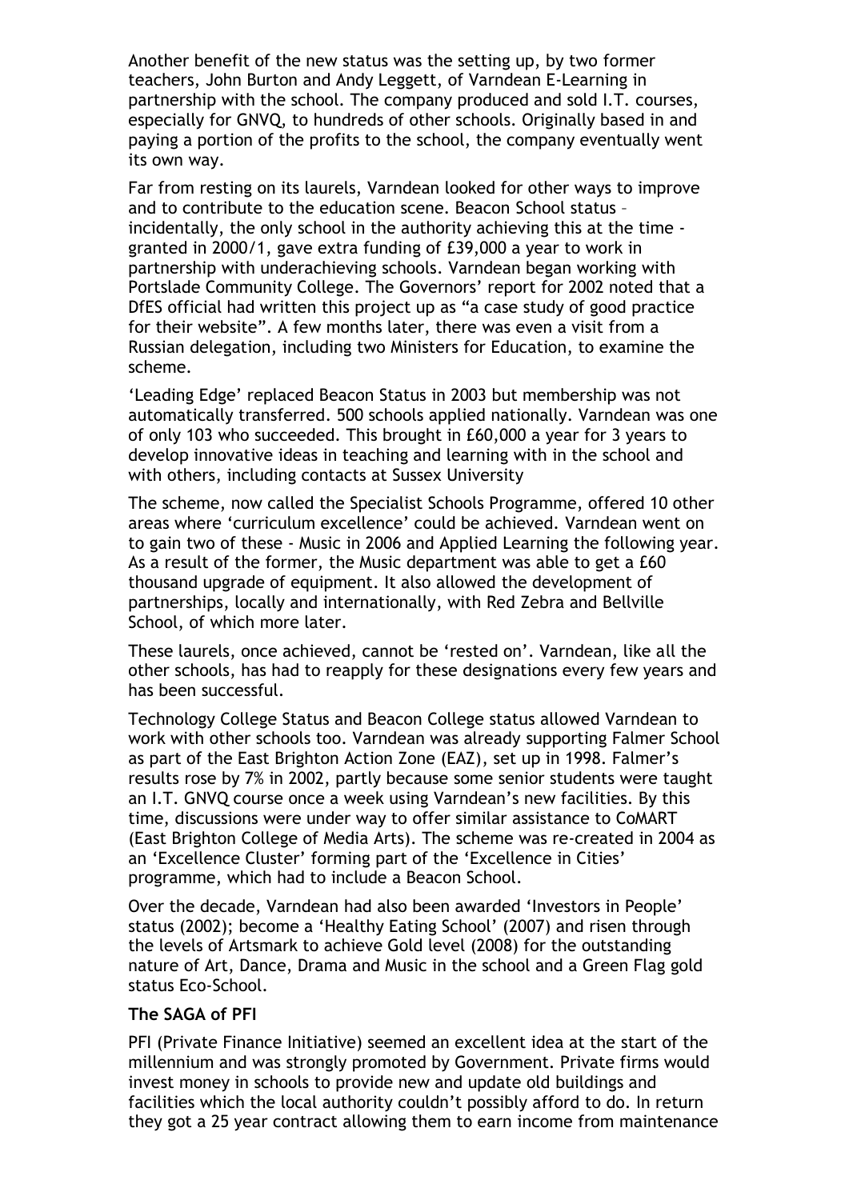Another benefit of the new status was the setting up, by two former teachers, John Burton and Andy Leggett, of Varndean E-Learning in partnership with the school. The company produced and sold I.T. courses, especially for GNVQ, to hundreds of other schools. Originally based in and paying a portion of the profits to the school, the company eventually went its own way.

Far from resting on its laurels, Varndean looked for other ways to improve and to contribute to the education scene. Beacon School status – incidentally, the only school in the authority achieving this at the time - granted in 2000/1, gave extra funding of £39,000 a year to work in partnership with underachieving schools. Varndean began working with Portslade Community College. The Governors' report for 2002 noted that a DfES official had written this project up as "a case study of good practice for their website". A few months later, there was even a visit from a Russian delegation, including two Ministers for Education, to examine the scheme.

'Leading Edge' replaced Beacon Status in 2003 but membership was not automatically transferred. 500 schools applied nationally. Varndean was one of only 103 who succeeded. This brought in £60,000 a year for 3 years to develop innovative ideas in teaching and learning with in the school and with others, including contacts at Sussex University

The scheme, now called the Specialist Schools Programme, offered 10 other areas where 'curriculum excellence' could be achieved. Varndean went on to gain two of these - Music in 2006 and Applied Learning the following year. As a result of the former, the Music department was able to get a £60 thousand upgrade of equipment. It also allowed the development of partnerships, locally and internationally, with Red Zebra and Bellville School, of which more later.

These laurels, once achieved, cannot be 'rested on'. Varndean, like all the other schools, has had to reapply for these designations every few years and has been successful.

Technology College Status and Beacon College status allowed Varndean to work with other schools too. Varndean was already supporting Falmer School as part of the East Brighton Action Zone (EAZ), set up in 1998. Falmer's results rose by 7% in 2002, partly because some senior students were taught an I.T. GNVQ course once a week using Varndean's new facilities. By this time, discussions were under way to offer similar assistance to CoMART (East Brighton College of Media Arts). The scheme was re-created in 2004 as an 'Excellence Cluster' forming part of the 'Excellence in Cities' programme, which had to include a Beacon School.

Over the decade, Varndean had also been awarded 'Investors in People' status (2002); become a 'Healthy Eating School' (2007) and risen through the levels of Artsmark to achieve Gold level (2008) for the outstanding nature of Art, Dance, Drama and Music in the school and a Green Flag gold status Eco-School.

### The SAGA of PFI

PFI (Private Finance Initiative) seemed an excellent idea at the start of the millennium and was strongly promoted by Government. Private firms would invest money in schools to provide new and update old buildings and facilities which the local authority couldn't possibly afford to do. In return they got a 25 year contract allowing them to earn income from maintenance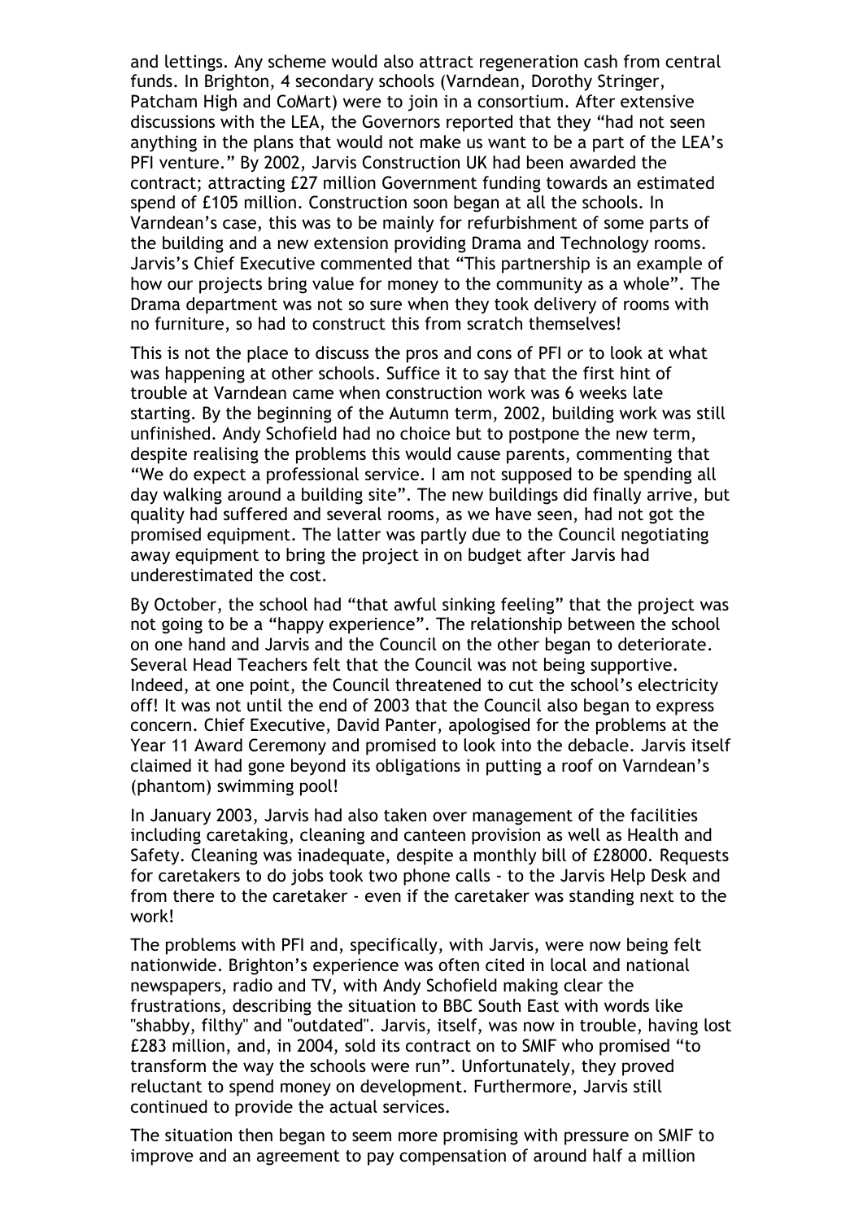and lettings. Any scheme would also attract regeneration cash from central funds. In Brighton, 4 secondary schools (Varndean, Dorothy Stringer, Patcham High and CoMart) were to join in a consortium. After extensive discussions with the LEA, the Governors reported that they "had not seen anything in the plans that would not make us want to be a part of the LEA's PFI venture." By 2002, Jarvis Construction UK had been awarded the contract; attracting £27 million Government funding towards an estimated spend of £105 million. Construction soon began at all the schools. In Varndean's case, this was to be mainly for refurbishment of some parts of the building and a new extension providing Drama and Technology rooms. Jarvis's Chief Executive commented that "This partnership is an example of how our projects bring value for money to the community as a whole". The Drama department was not so sure when they took delivery of rooms with no furniture, so had to construct this from scratch themselves!

This is not the place to discuss the pros and cons of PFI or to look at what was happening at other schools. Suffice it to say that the first hint of trouble at Varndean came when construction work was 6 weeks late starting. By the beginning of the Autumn term, 2002, building work was still unfinished. Andy Schofield had no choice but to postpone the new term, despite realising the problems this would cause parents, commenting that "We do expect a professional service. I am not supposed to be spending all day walking around a building site". The new buildings did finally arrive, but quality had suffered and several rooms, as we have seen, had not got the promised equipment. The latter was partly due to the Council negotiating away equipment to bring the project in on budget after Jarvis had underestimated the cost.

By October, the school had "that awful sinking feeling" that the project was not going to be a "happy experience". The relationship between the school on one hand and Jarvis and the Council on the other began to deteriorate. Several Head Teachers felt that the Council was not being supportive. Indeed, at one point, the Council threatened to cut the school's electricity off! It was not until the end of 2003 that the Council also began to express concern. Chief Executive, David Panter, apologised for the problems at the Year 11 Award Ceremony and promised to look into the debacle. Jarvis itself claimed it had gone beyond its obligations in putting a roof on Varndean's (phantom) swimming pool!

In January 2003, Jarvis had also taken over management of the facilities including caretaking, cleaning and canteen provision as well as Health and Safety. Cleaning was inadequate, despite a monthly bill of £28000. Requests for caretakers to do jobs took two phone calls - to the Jarvis Help Desk and from there to the caretaker - even if the caretaker was standing next to the work!

The problems with PFI and, specifically, with Jarvis, were now being felt nationwide. Brighton's experience was often cited in local and national newspapers, radio and TV, with Andy Schofield making clear the frustrations, describing the situation to BBC South East with words like "shabby, filthy" and "outdated". Jarvis, itself, was now in trouble, having lost £283 million, and, in 2004, sold its contract on to SMIF who promised "to transform the way the schools were run". Unfortunately, they proved reluctant to spend money on development. Furthermore, Jarvis still continued to provide the actual services.

The situation then began to seem more promising with pressure on SMIF to improve and an agreement to pay compensation of around half a million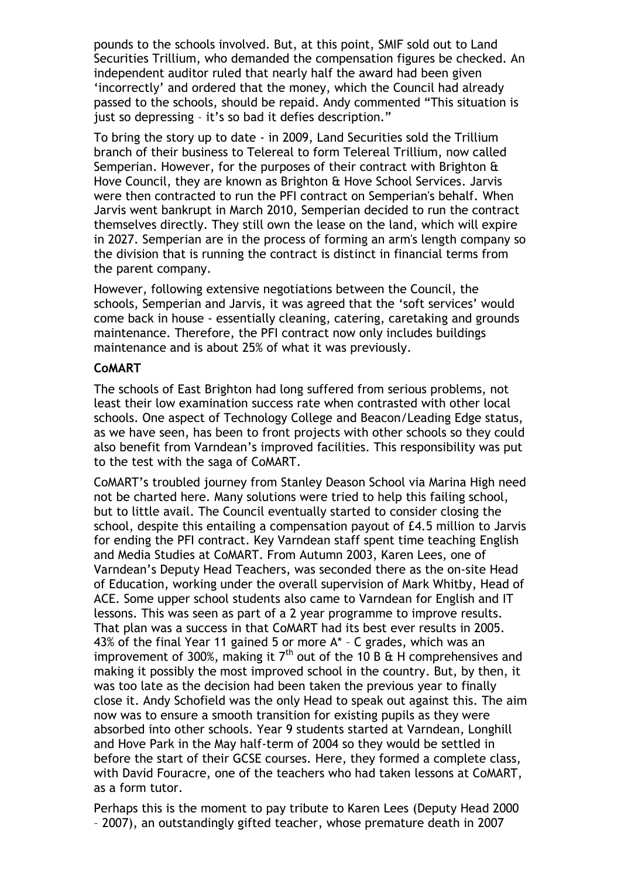pounds to the schools involved. But, at this point, SMIF sold out to Land Securities Trillium, who demanded the compensation figures be checked. An independent auditor ruled that nearly half the award had been given 'incorrectly' and ordered that the money, which the Council had already passed to the schools, should be repaid. Andy commented "This situation is just so depressing – it's so bad it defies description."

To bring the story up to date - in 2009, Land Securities sold the Trillium branch of their business to Telereal to form Telereal Trillium, now called Semperian. However, for the purposes of their contract with Brighton & Hove Council, they are known as Brighton & Hove School Services. Jarvis were then contracted to run the PFI contract on Semperian's behalf. When Jarvis went bankrupt in March 2010, Semperian decided to run the contract themselves directly. They still own the lease on the land, which will expire in 2027. Semperian are in the process of forming an arm's length company so the division that is running the contract is distinct in financial terms from the parent company.

However, following extensive negotiations between the Council, the schools, Semperian and Jarvis, it was agreed that the 'soft services' would come back in house - essentially cleaning, catering, caretaking and grounds maintenance. Therefore, the PFI contract now only includes buildings maintenance and is about 25% of what it was previously.

**CoMART**

The schools of East Brighton had long suffered from serious problems, not least their low examination success rate when contrasted with other local schools. One aspect of Technology College and Beacon/Leading Edge status, as we have seen, has been to front projects with other schools so they could also benefit from Varndean's improved facilities. This responsibility was put to the test with the saga of CoMART.

CoMART's troubled journey from Stanley Deason School via Marina High need not be charted here. Many solutions were tried to help this failing school, but to little avail. The Council eventually started to consider closing the school, despite this entailing a compensation payout of £4.5 million to Jarvis for ending the PFI contract. Key Varndean staff spent time teaching English and Media Studies at CoMART. From Autumn 2003, Karen Lees, one of Varndean's Deputy Head Teachers, was seconded there as the on-site Head of Education, working under the overall supervision of Mark Whitby, Head of ACE. Some upper school students also came to Varndean for English and IT lessons. This was seen as part of a 2 year programme to improve results. That plan was a success in that CoMART had its best ever results in 2005. 43% of the final Year 11 gained 5 or more A* – C grades, which was an improvement of 300%, making it 7th out of the 10 B & H comprehensives and making it possibly the most improved school in the country. But, by then, it was too late as the decision had been taken the previous year to finally close it. Andy Schofield was the only Head to speak out against this. The aim now was to ensure a smooth transition for existing pupils as they were absorbed into other schools. Year 9 students started at Varndean, Longhill and Hove Park in the May half-term of 2004 so they would be settled in before the start of their GCSE courses. Here, they formed a complete class, with David Fouracre, one of the teachers who had taken lessons at CoMART, as a form tutor.

Perhaps this is the moment to pay tribute to Karen Lees (Deputy Head 2000 – 2007), an outstandingly gifted teacher, whose premature death in 2007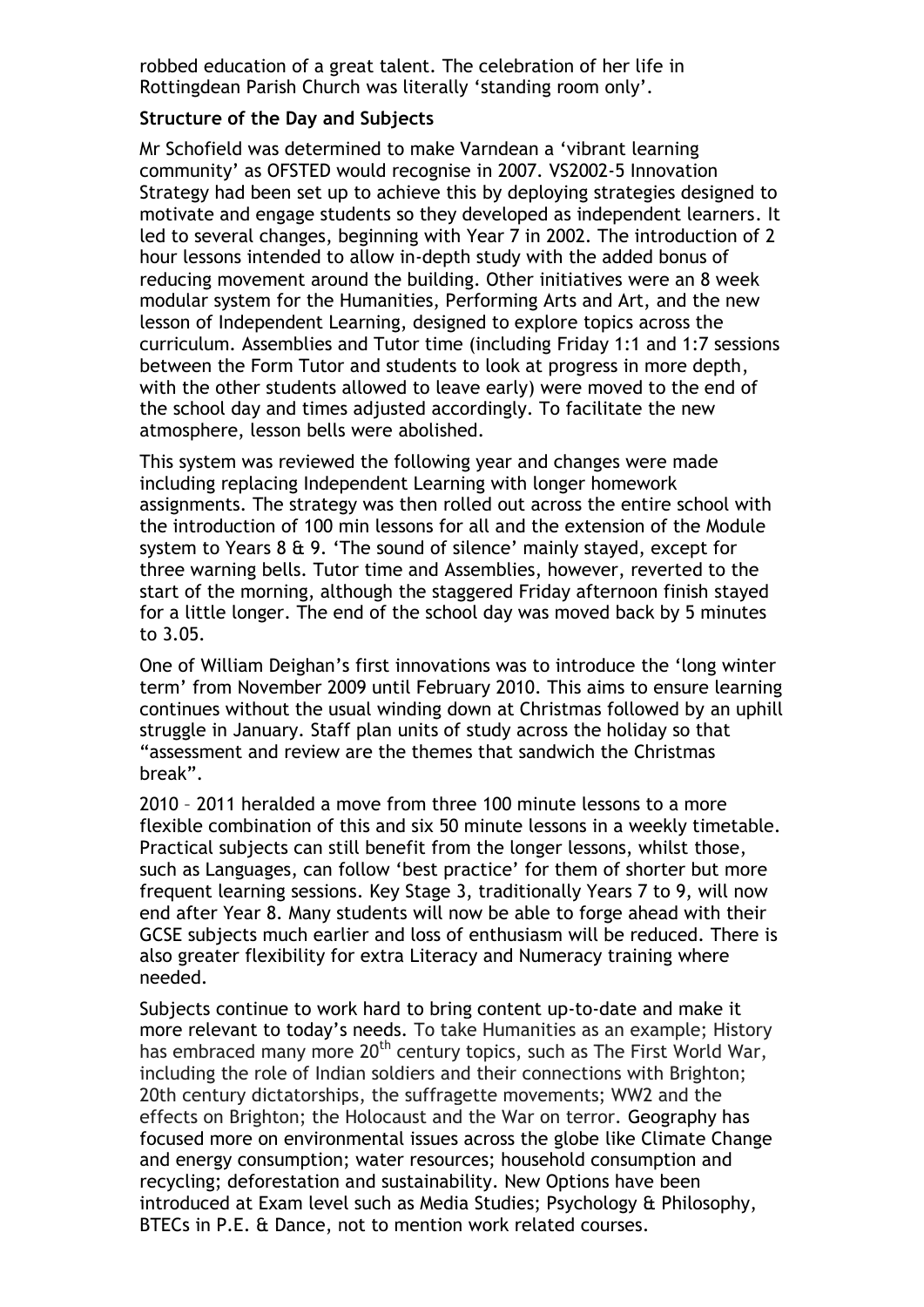robbed education of a great talent. The celebration of her life in Rottingdean Parish Church was literally 'standing room only'.

**Structure of the Day and Subjects**

Mr Schofield was determined to make Varndean a 'vibrant learning community' as OFSTED would recognise in 2007. VS2002-5 Innovation Strategy had been set up to achieve this by deploying strategies designed to motivate and engage students so they developed as independent learners. It led to several changes, beginning with Year 7 in 2002. The introduction of 2 hour lessons intended to allow in-depth study with the added bonus of reducing movement around the building. Other initiatives were an 8 week modular system for the Humanities, Performing Arts and Art, and the new lesson of Independent Learning, designed to explore topics across the curriculum. Assemblies and Tutor time (including Friday 1:1 and 1:7 sessions between the Form Tutor and students to look at progress in more depth, with the other students allowed to leave early) were moved to the end of the school day and times adjusted accordingly. To facilitate the new atmosphere, lesson bells were abolished.

This system was reviewed the following year and changes were made including replacing Independent Learning with longer homework assignments. The strategy was then rolled out across the entire school with the introduction of 100 min lessons for all and the extension of the Module system to Years 8 & 9. 'The sound of silence' mainly stayed, except for three warning bells. Tutor time and Assemblies, however, reverted to the start of the morning, although the staggered Friday afternoon finish stayed for a little longer. The end of the school day was moved back by 5 minutes to 3.05.

One of William Deighan's first innovations was to introduce the 'long winter term' from November 2009 until February 2010. This aims to ensure learning continues without the usual winding down at Christmas followed by an uphill struggle in January. Staff plan units of study across the holiday so that "assessment and review are the themes that sandwich the Christmas break".

2010 – 2011 heralded a move from three 100 minute lessons to a more flexible combination of this and six 50 minute lessons in a weekly timetable. Practical subjects can still benefit from the longer lessons, whilst those, such as Languages, can follow 'best practice' for them of shorter but more frequent learning sessions. Key Stage 3, traditionally Years 7 to 9, will now end after Year 8. Many students will now be able to forge ahead with their GCSE subjects much earlier and loss of enthusiasm will be reduced. There is also greater flexibility for extra Literacy and Numeracy training where needed.

Subjects continue to work hard to bring content up-to-date and make it more relevant to today's needs. To take Humanities as an example; History has embraced many more 20th century topics, such as The First World War, including the role of Indian soldiers and their connections with Brighton; 20th century dictatorships, the suffragette movements; WW2 and the effects on Brighton; the Holocaust and the War on terror. Geography has focused more on environmental issues across the globe like Climate Change and energy consumption; water resources; household consumption and recycling; deforestation and sustainability. New Options have been introduced at Exam level such as Media Studies; Psychology & Philosophy, BTECs in P.E. & Dance, not to mention work related courses.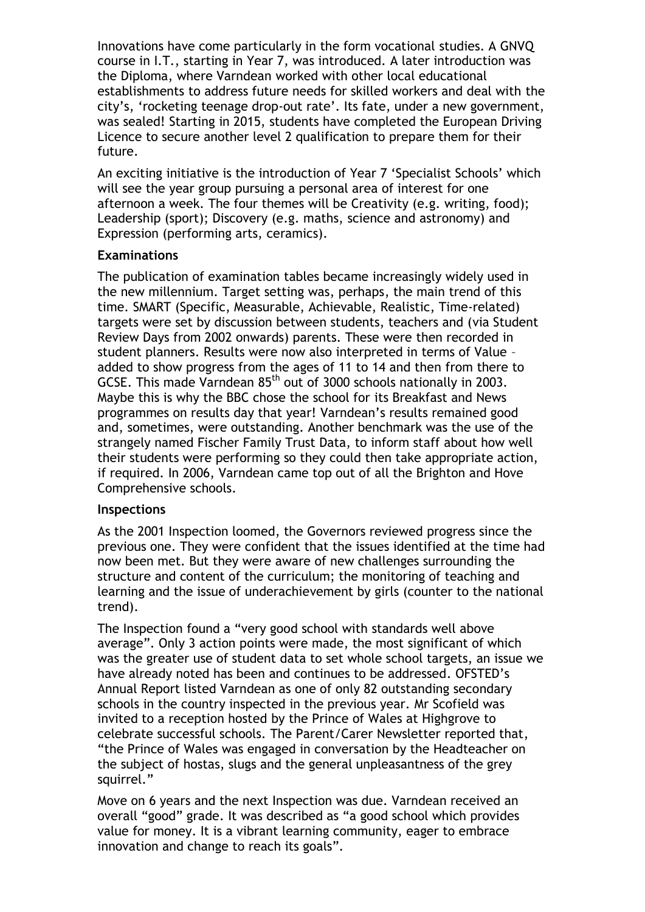Innovations have come particularly in the form vocational studies. A GNVQ course in I.T., starting in Year 7, was introduced. A later introduction was the Diploma, where Varndean worked with other local educational establishments to address future needs for skilled workers and deal with the city's, 'rocketing teenage drop-out rate'. Its fate, under a new government, was sealed! Starting in 2015, students have completed the European Driving Licence to secure another level 2 qualification to prepare them for their future.

An exciting initiative is the introduction of Year 7 'Specialist Schools' which will see the year group pursuing a personal area of interest for one afternoon a week. The four themes will be Creativity (e.g. writing, food); Leadership (sport); Discovery (e.g. maths, science and astronomy) and Expression (performing arts, ceramics).

**Examinations**

The publication of examination tables became increasingly widely used in the new millennium. Target setting was, perhaps, the main trend of this time. SMART (Specific, Measurable, Achievable, Realistic, Time-related) targets were set by discussion between students, teachers and (via Student Review Days from 2002 onwards) parents. These were then recorded in student planners. Results were now also interpreted in terms of Value – added to show progress from the ages of 11 to 14 and then from there to GCSE. This made Varndean 85th out of 3000 schools nationally in 2003. Maybe this is why the BBC chose the school for its Breakfast and News programmes on results day that year! Varndean's results remained good and, sometimes, were outstanding. Another benchmark was the use of the strangely named Fischer Family Trust Data, to inform staff about how well their students were performing so they could then take appropriate action, if required. In 2006, Varndean came top out of all the Brighton and Hove Comprehensive schools.

**Inspections**

As the 2001 Inspection loomed, the Governors reviewed progress since the previous one. They were confident that the issues identified at the time had now been met. But they were aware of new challenges surrounding the structure and content of the curriculum; the monitoring of teaching and learning and the issue of underachievement by girls (counter to the national trend).

The Inspection found a "very good school with standards well above average". Only 3 action points were made, the most significant of which was the greater use of student data to set whole school targets, an issue we have already noted has been and continues to be addressed. OFSTED's Annual Report listed Varndean as one of only 82 outstanding secondary schools in the country inspected in the previous year. Mr Scofield was invited to a reception hosted by the Prince of Wales at Highgrove to celebrate successful schools. The Parent/Carer Newsletter reported that, "the Prince of Wales was engaged in conversation by the Headteacher on the subject of hostas, slugs and the general unpleasantness of the grey squirrel."

Move on 6 years and the next Inspection was due. Varndean received an overall "good" grade. It was described as "a good school which provides value for money. It is a vibrant learning community, eager to embrace innovation and change to reach its goals".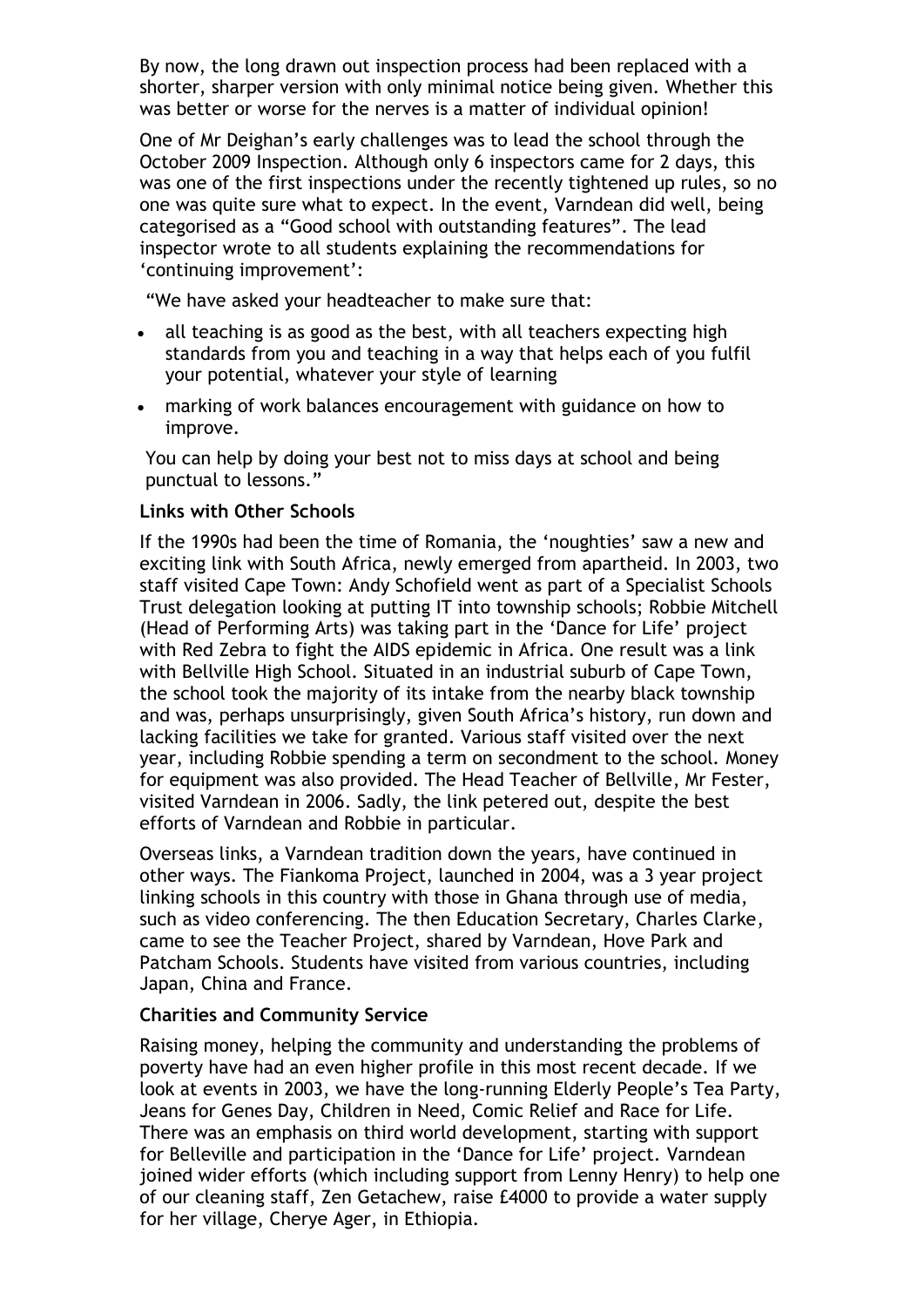By now, the long drawn out inspection process had been replaced with a shorter, sharper version with only minimal notice being given. Whether this was better or worse for the nerves is a matter of individual opinion!

One of Mr Deighan's early challenges was to lead the school through the October 2009 Inspection. Although only 6 inspectors came for 2 days, this was one of the first inspections under the recently tightened up rules, so no one was quite sure what to expect. In the event, Varndean did well, being categorised as a "Good school with outstanding features". The lead inspector wrote to all students explaining the recommendations for 'continuing improvement':

"We have asked your headteacher to make sure that:

- all teaching is as good as the best, with all teachers expecting high standards from you and teaching in a way that helps each of you fulfil your potential, whatever your style of learning
- marking of work balances encouragement with guidance on how to improve.

You can help by doing your best not to miss days at school and being punctual to lessons."

**Links with Other Schools**

If the 1990s had been the time of Romania, the 'noughties' saw a new and exciting link with South Africa, newly emerged from apartheid. In 2003, two staff visited Cape Town: Andy Schofield went as part of a Specialist Schools Trust delegation looking at putting IT into township schools; Robbie Mitchell (Head of Performing Arts) was taking part in the 'Dance for Life' project with Red Zebra to fight the AIDS epidemic in Africa. One result was a link with Bellville High School. Situated in an industrial suburb of Cape Town, the school took the majority of its intake from the nearby black township and was, perhaps unsurprisingly, given South Africa's history, run down and lacking facilities we take for granted. Various staff visited over the next year, including Robbie spending a term on secondment to the school. Money for equipment was also provided. The Head Teacher of Bellville, Mr Fester, visited Varndean in 2006. Sadly, the link petered out, despite the best efforts of Varndean and Robbie in particular.

Overseas links, a Varndean tradition down the years, have continued in other ways. The Fiankoma Project, launched in 2004, was a 3 year project linking schools in this country with those in Ghana through use of media, such as video conferencing. The then Education Secretary, Charles Clarke, came to see the Teacher Project, shared by Varndean, Hove Park and Patcham Schools. Students have visited from various countries, including Japan, China and France.

**Charities and Community Service**

Raising money, helping the community and understanding the problems of poverty have had an even higher profile in this most recent decade. If we look at events in 2003, we have the long-running Elderly People's Tea Party, Jeans for Genes Day, Children in Need, Comic Relief and Race for Life. There was an emphasis on third world development, starting with support for Belleville and participation in the 'Dance for Life' project. Varndean joined wider efforts (which including support from Lenny Henry) to help one of our cleaning staff, Zen Getachew, raise £4000 to provide a water supply for her village, Cherye Ager, in Ethiopia.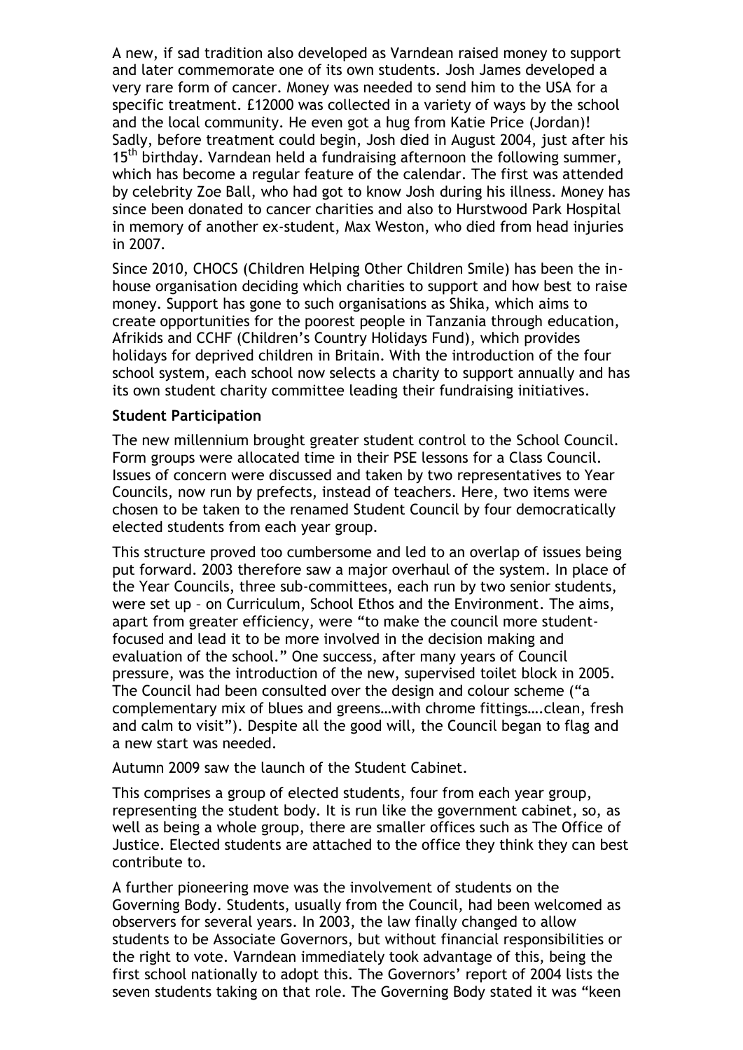A new, if sad tradition also developed as Varndean raised money to support and later commemorate one of its own students. Josh James developed a very rare form of cancer. Money was needed to send him to the USA for a specific treatment. £12000 was collected in a variety of ways by the school and the local community. He even got a hug from Katie Price (Jordan)! Sadly, before treatment could begin, Josh died in August 2004, just after his 15th birthday. Varndean held a fundraising afternoon the following summer, which has become a regular feature of the calendar. The first was attended by celebrity Zoe Ball, who had got to know Josh during his illness. Money has since been donated to cancer charities and also to Hurstwood Park Hospital in memory of another ex-student, Max Weston, who died from head injuries in 2007.

Since 2010, CHOCS (Children Helping Other Children Smile) has been the in-house organisation deciding which charities to support and how best to raise money. Support has gone to such organisations as Shika, which aims to create opportunities for the poorest people in Tanzania through education, Afrikids and CCHF (Children's Country Holidays Fund), which provides holidays for deprived children in Britain. With the introduction of the four school system, each school now selects a charity to support annually and has its own student charity committee leading their fundraising initiatives.

**Student Participation**

The new millennium brought greater student control to the School Council. Form groups were allocated time in their PSE lessons for a Class Council. Issues of concern were discussed and taken by two representatives to Year Councils, now run by prefects, instead of teachers. Here, two items were chosen to be taken to the renamed Student Council by four democratically elected students from each year group.

This structure proved too cumbersome and led to an overlap of issues being put forward. 2003 therefore saw a major overhaul of the system. In place of the Year Councils, three sub-committees, each run by two senior students, were set up – on Curriculum, School Ethos and the Environment. The aims, apart from greater efficiency, were "to make the council more student-focused and lead it to be more involved in the decision making and evaluation of the school." One success, after many years of Council pressure, was the introduction of the new, supervised toilet block in 2005. The Council had been consulted over the design and colour scheme ("a complementary mix of blues and greens…with chrome fittings….clean, fresh and calm to visit"). Despite all the good will, the Council began to flag and a new start was needed.

Autumn 2009 saw the launch of the Student Cabinet.

This comprises a group of elected students, four from each year group, representing the student body. It is run like the government cabinet, so, as well as being a whole group, there are smaller offices such as The Office of Justice. Elected students are attached to the office they think they can best contribute to.

A further pioneering move was the involvement of students on the Governing Body. Students, usually from the Council, had been welcomed as observers for several years. In 2003, the law finally changed to allow students to be Associate Governors, but without financial responsibilities or the right to vote. Varndean immediately took advantage of this, being the first school nationally to adopt this. The Governors' report of 2004 lists the seven students taking on that role. The Governing Body stated it was "keen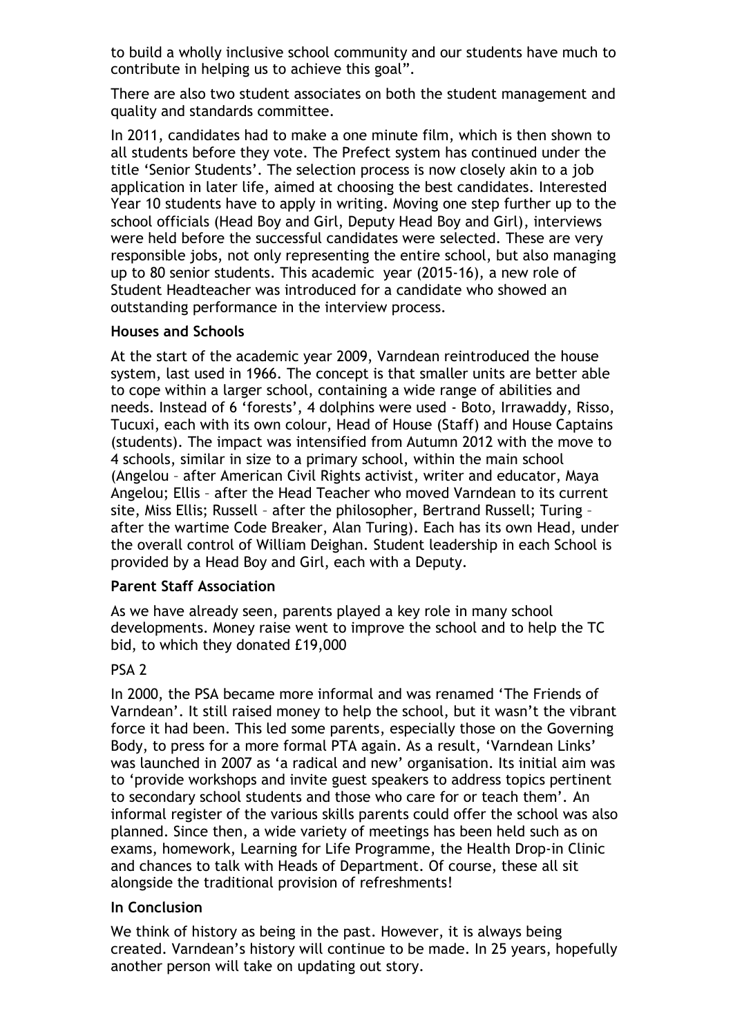to build a wholly inclusive school community and our students have much to contribute in helping us to achieve this goal".

There are also two student associates on both the student management and quality and standards committee.

In 2011, candidates had to make a one minute film, which is then shown to all students before they vote. The Prefect system has continued under the title 'Senior Students'. The selection process is now closely akin to a job application in later life, aimed at choosing the best candidates. Interested Year 10 students have to apply in writing. Moving one step further up to the school officials (Head Boy and Girl, Deputy Head Boy and Girl), interviews were held before the successful candidates were selected. These are very responsible jobs, not only representing the entire school, but also managing up to 80 senior students. This academic year (2015-16), a new role of Student Headteacher was introduced for a candidate who showed an outstanding performance in the interview process.

**Houses and Schools**

At the start of the academic year 2009, Varndean reintroduced the house system, last used in 1966. The concept is that smaller units are better able to cope within a larger school, containing a wide range of abilities and needs. Instead of 6 'forests', 4 dolphins were used - Boto, Irrawaddy, Risso, Tucuxi, each with its own colour, Head of House (Staff) and House Captains (students). The impact was intensified from Autumn 2012 with the move to 4 schools, similar in size to a primary school, within the main school (Angelou – after American Civil Rights activist, writer and educator, Maya Angelou; Ellis – after the Head Teacher who moved Varndean to its current site, Miss Ellis; Russell – after the philosopher, Bertrand Russell; Turing – after the wartime Code Breaker, Alan Turing). Each has its own Head, under the overall control of William Deighan. Student leadership in each School is provided by a Head Boy and Girl, each with a Deputy.

**Parent Staff Association**

As we have already seen, parents played a key role in many school developments. Money raise went to improve the school and to help the TC bid, to which they donated £19,000

PSA 2

In 2000, the PSA became more informal and was renamed 'The Friends of Varndean'. It still raised money to help the school, but it wasn't the vibrant force it had been. This led some parents, especially those on the Governing Body, to press for a more formal PTA again. As a result, 'Varndean Links' was launched in 2007 as 'a radical and new' organisation. Its initial aim was to 'provide workshops and invite guest speakers to address topics pertinent to secondary school students and those who care for or teach them'. An informal register of the various skills parents could offer the school was also planned. Since then, a wide variety of meetings has been held such as on exams, homework, Learning for Life Programme, the Health Drop-in Clinic and chances to talk with Heads of Department. Of course, these all sit alongside the traditional provision of refreshments!

**In Conclusion**

We think of history as being in the past. However, it is always being created. Varndean's history will continue to be made. In 25 years, hopefully another person will take on updating out story.